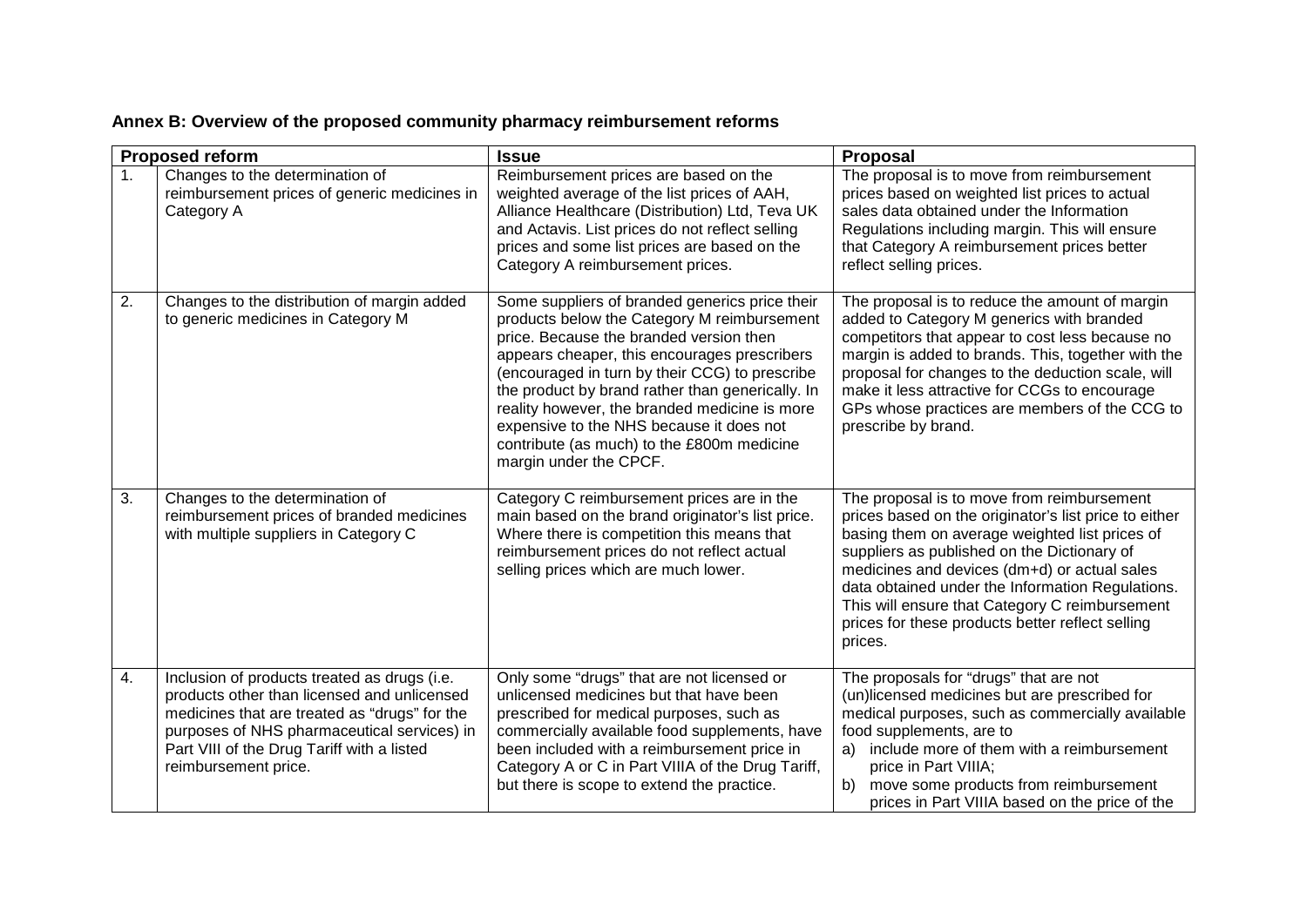**Annex B: Overview of the proposed community pharmacy reimbursement reforms**

| Proposed reform | | Issue | Proposal |
|---|---|---|---|
| 1. | Changes to the determination of reimbursement prices of generic medicines in Category A | Reimbursement prices are based on the weighted average of the list prices of AAH, Alliance Healthcare (Distribution) Ltd, Teva UK and Actavis. List prices do not reflect selling prices and some list prices are based on the Category A reimbursement prices. | The proposal is to move from reimbursement prices based on weighted list prices to actual sales data obtained under the Information Regulations including margin. This will ensure that Category A reimbursement prices better reflect selling prices. |
| 2. | Changes to the distribution of margin added to generic medicines in Category M | Some suppliers of branded generics price their products below the Category M reimbursement price. Because the branded version then appears cheaper, this encourages prescribers (encouraged in turn by their CCG) to prescribe the product by brand rather than generically. In reality however, the branded medicine is more expensive to the NHS because it does not contribute (as much) to the £800m medicine margin under the CPCF. | The proposal is to reduce the amount of margin added to Category M generics with branded competitors that appear to cost less because no margin is added to brands. This, together with the proposal for changes to the deduction scale, will make it less attractive for CCGs to encourage GPs whose practices are members of the CCG to prescribe by brand. |
| 3. | Changes to the determination of reimbursement prices of branded medicines with multiple suppliers in Category C | Category C reimbursement prices are in the main based on the brand originator's list price. Where there is competition this means that reimbursement prices do not reflect actual selling prices which are much lower. | The proposal is to move from reimbursement prices based on the originator's list price to either basing them on average weighted list prices of suppliers as published on the Dictionary of medicines and devices (dm+d) or actual sales data obtained under the Information Regulations. This will ensure that Category C reimbursement prices for these products better reflect selling prices. |
| 4. | Inclusion of products treated as drugs (i.e. products other than licensed and unlicensed medicines that are treated as "drugs" for the purposes of NHS pharmaceutical services) in Part VIII of the Drug Tariff with a listed reimbursement price. | Only some "drugs" that are not licensed or unlicensed medicines but that have been prescribed for medical purposes, such as commercially available food supplements, have been included with a reimbursement price in Category A or C in Part VIIIA of the Drug Tariff, but there is scope to extend the practice. | The proposals for "drugs" that are not (un)licensed medicines but are prescribed for medical purposes, such as commercially available food supplements, are to<br>a) include more of them with a reimbursement price in Part VIIIA;<br>b) move some products from reimbursement prices in Part VIIIA based on the price of the |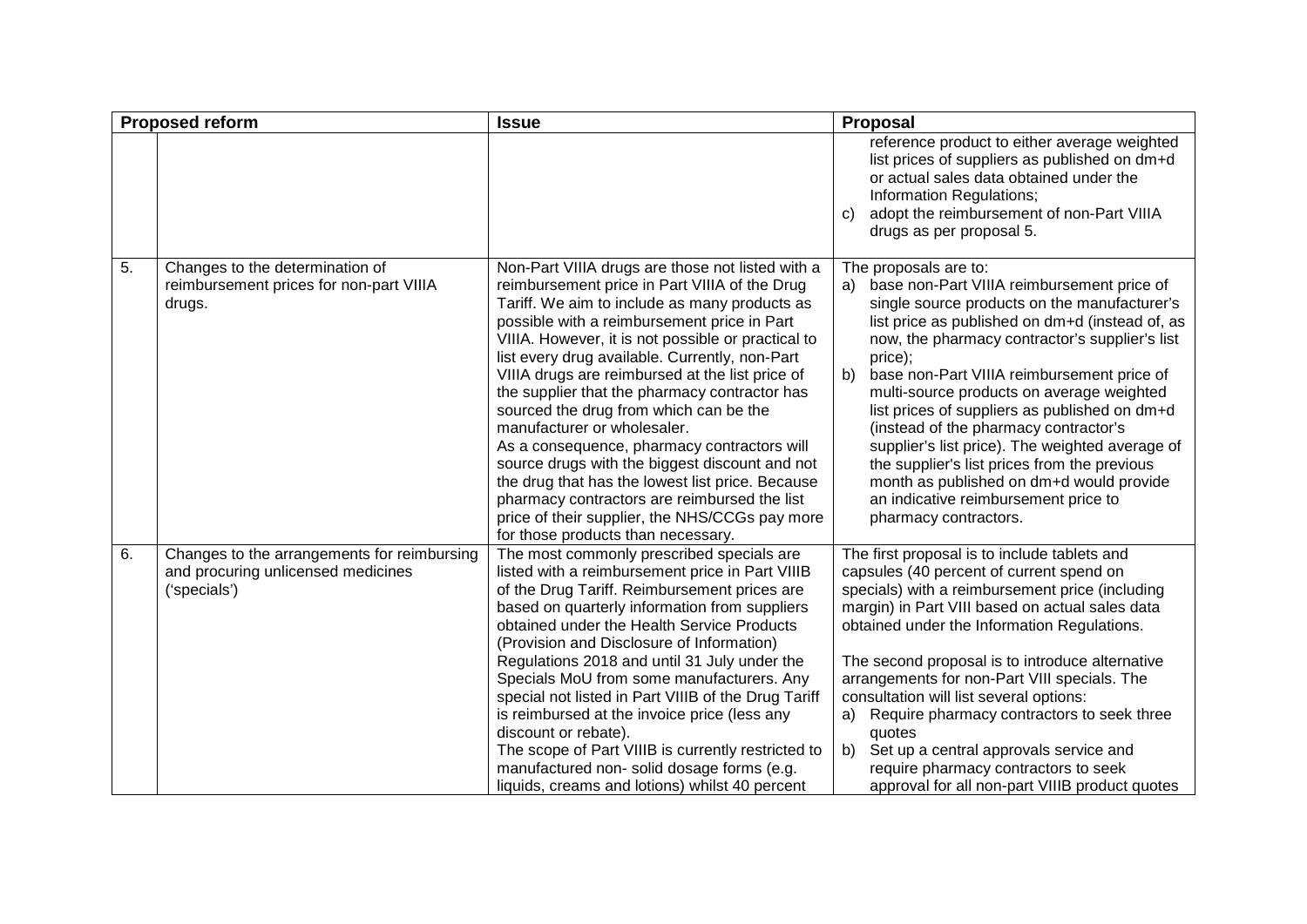| Proposed reform | | Issue | Proposal |
|---|---|---|---|
| | | | reference product to either average weighted list prices of suppliers as published on dm+d or actual sales data obtained under the Information Regulations;<br>c) adopt the reimbursement of non-Part VIIIA drugs as per proposal 5. |
| 5. | Changes to the determination of reimbursement prices for non-part VIIIA drugs. | Non-Part VIIIA drugs are those not listed with a reimbursement price in Part VIIIA of the Drug Tariff. We aim to include as many products as possible with a reimbursement price in Part VIIIA. However, it is not possible or practical to list every drug available. Currently, non-Part VIIIA drugs are reimbursed at the list price of the supplier that the pharmacy contractor has sourced the drug from which can be the manufacturer or wholesaler.<br>As a consequence, pharmacy contractors will source drugs with the biggest discount and not the drug that has the lowest list price. Because pharmacy contractors are reimbursed the list price of their supplier, the NHS/CCGs pay more for those products than necessary. | The proposals are to:<br>a) base non-Part VIIIA reimbursement price of single source products on the manufacturer's list price as published on dm+d (instead of, as now, the pharmacy contractor's supplier's list price);<br>b) base non-Part VIIIA reimbursement price of multi-source products on average weighted list prices of suppliers as published on dm+d (instead of the pharmacy contractor's supplier's list price). The weighted average of the supplier's list prices from the previous month as published on dm+d would provide an indicative reimbursement price to pharmacy contractors. |
| 6. | Changes to the arrangements for reimbursing and procuring unlicensed medicines ('specials') | The most commonly prescribed specials are listed with a reimbursement price in Part VIIIB of the Drug Tariff. Reimbursement prices are based on quarterly information from suppliers obtained under the Health Service Products (Provision and Disclosure of Information) Regulations 2018 and until 31 July under the Specials MoU from some manufacturers. Any special not listed in Part VIIIB of the Drug Tariff is reimbursed at the invoice price (less any discount or rebate).<br>The scope of Part VIIIB is currently restricted to manufactured non- solid dosage forms (e.g. liquids, creams and lotions) whilst 40 percent | The first proposal is to include tablets and capsules (40 percent of current spend on specials) with a reimbursement price (including margin) in Part VIII based on actual sales data obtained under the Information Regulations.<br><br>The second proposal is to introduce alternative arrangements for non-Part VIII specials. The consultation will list several options:<br>a) Require pharmacy contractors to seek three quotes<br>b) Set up a central approvals service and require pharmacy contractors to seek approval for all non-part VIIIB product quotes |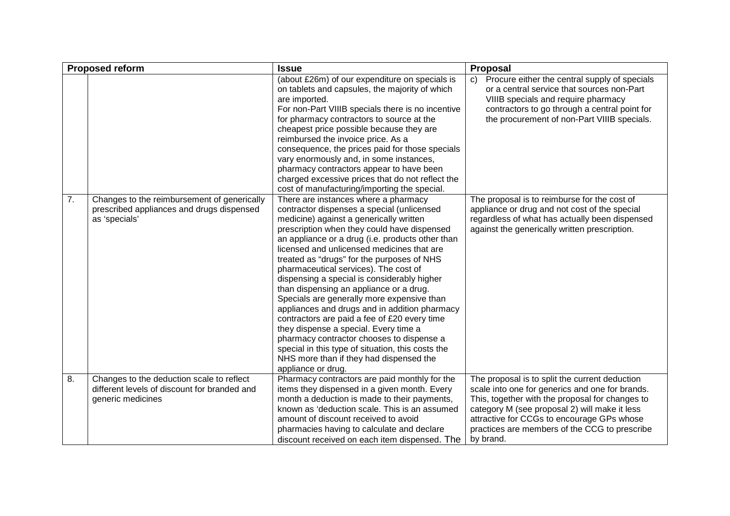| Proposed reform | | Issue | Proposal |
|---|---|---|---|
| | | (about £26m) of our expenditure on specials is on tablets and capsules, the majority of which are imported. For non-Part VIIIB specials there is no incentive for pharmacy contractors to source at the cheapest price possible because they are reimbursed the invoice price. As a consequence, the prices paid for those specials vary enormously and, in some instances, pharmacy contractors appear to have been charged excessive prices that do not reflect the cost of manufacturing/importing the special. | c) Procure either the central supply of specials or a central service that sources non-Part VIIIB specials and require pharmacy contractors to go through a central point for the procurement of non-Part VIIIB specials. |
| 7. | Changes to the reimbursement of generically prescribed appliances and drugs dispensed as 'specials' | There are instances where a pharmacy contractor dispenses a special (unlicensed medicine) against a generically written prescription when they could have dispensed an appliance or a drug (i.e. products other than licensed and unlicensed medicines that are treated as "drugs" for the purposes of NHS pharmaceutical services). The cost of dispensing a special is considerably higher than dispensing an appliance or a drug. Specials are generally more expensive than appliances and drugs and in addition pharmacy contractors are paid a fee of £20 every time they dispense a special. Every time a pharmacy contractor chooses to dispense a special in this type of situation, this costs the NHS more than if they had dispensed the appliance or drug. | The proposal is to reimburse for the cost of appliance or drug and not cost of the special regardless of what has actually been dispensed against the generically written prescription. |
| 8. | Changes to the deduction scale to reflect different levels of discount for branded and generic medicines | Pharmacy contractors are paid monthly for the items they dispensed in a given month. Every month a deduction is made to their payments, known as 'deduction scale. This is an assumed amount of discount received to avoid pharmacies having to calculate and declare discount received on each item dispensed. The | The proposal is to split the current deduction scale into one for generics and one for brands. This, together with the proposal for changes to category M (see proposal 2) will make it less attractive for CCGs to encourage GPs whose practices are members of the CCG to prescribe by brand. |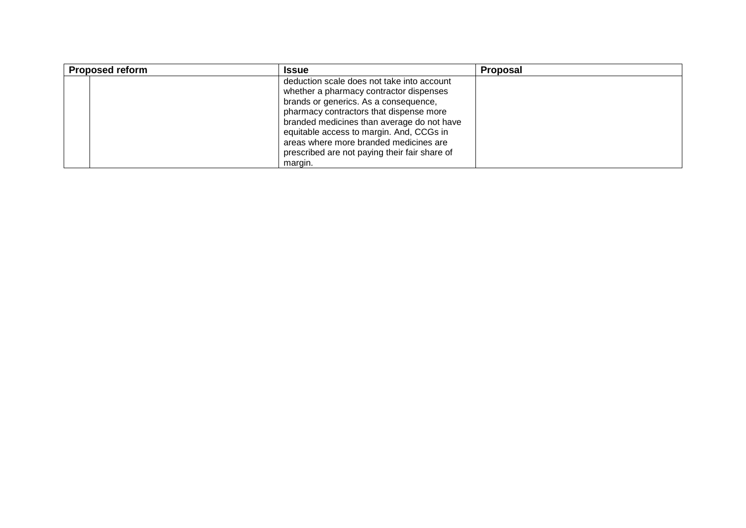| Proposed reform | | Issue | Proposal |
|---|---|---|---|
| | | deduction scale does not take into account whether a pharmacy contractor dispenses brands or generics. As a consequence, pharmacy contractors that dispense more branded medicines than average do not have equitable access to margin. And, CCGs in areas where more branded medicines are prescribed are not paying their fair share of margin. | |